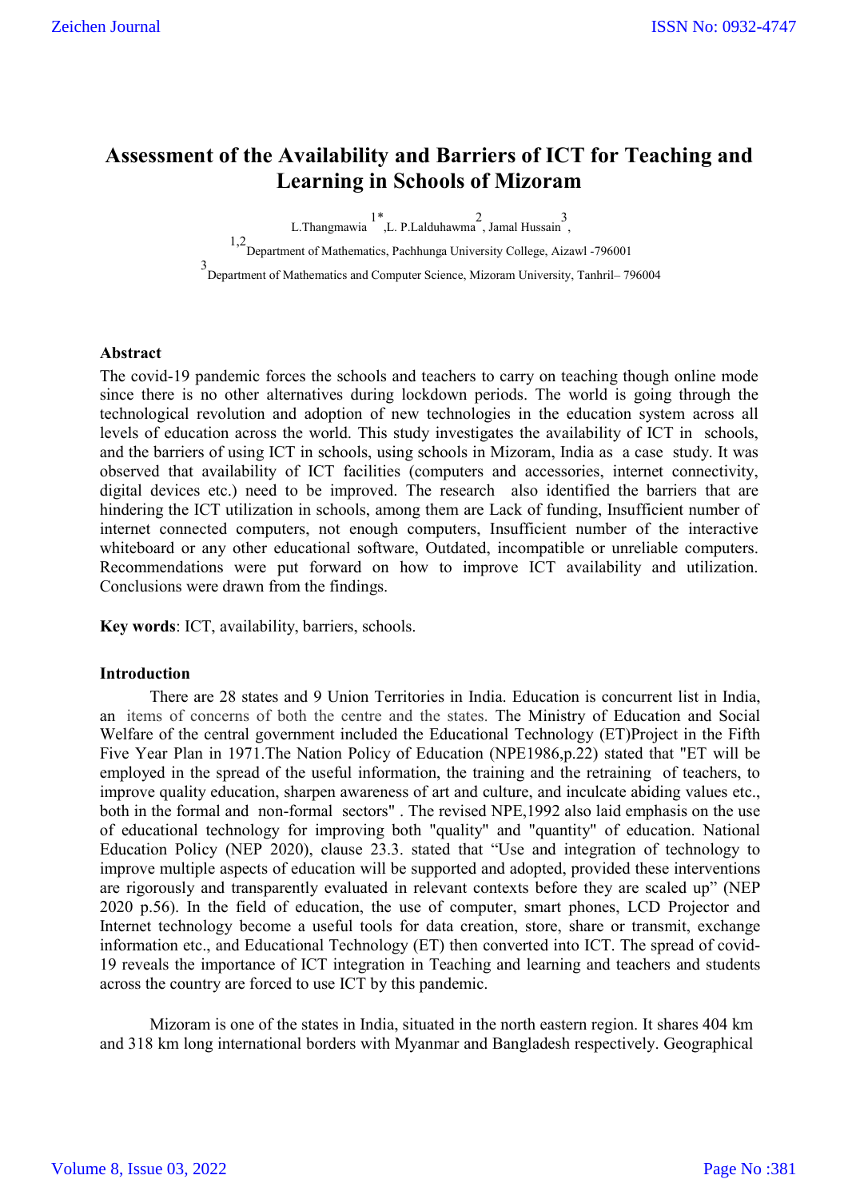# Assessment of the Availability and Barriers of ICT for Teaching and Learning in Schools of Mizoram

L.Thangmawia [1*], L. P.Lalduhawma [2], Jamal Hussain [3],

[1,2] Department of Mathematics, Pachhunga University College, Aizawl -796001

[3] Department of Mathematics and Computer Science, Mizoram University, Tanhril– 796004

## Abstract

The covid-19 pandemic forces the schools and teachers to carry on teaching though online mode since there is no other alternatives during lockdown periods. The world is going through the technological revolution and adoption of new technologies in the education system across all levels of education across the world. This study investigates the availability of ICT in schools, and the barriers of using ICT in schools, using schools in Mizoram, India as a case study. It was observed that availability of ICT facilities (computers and accessories, internet connectivity, digital devices etc.) need to be improved. The research also identified the barriers that are hindering the ICT utilization in schools, among them are Lack of funding, Insufficient number of internet connected computers, not enough computers, Insufficient number of the interactive whiteboard or any other educational software, Outdated, incompatible or unreliable computers. Recommendations were put forward on how to improve ICT availability and utilization. Conclusions were drawn from the findings.

**Key words**: ICT, availability, barriers, schools.

## Introduction

There are 28 states and 9 Union Territories in India. Education is concurrent list in India, an items of concerns of both the centre and the states. The Ministry of Education and Social Welfare of the central government included the Educational Technology (ET)Project in the Fifth Five Year Plan in 1971.The Nation Policy of Education (NPE1986,p.22) stated that "ET will be employed in the spread of the useful information, the training and the retraining of teachers, to improve quality education, sharpen awareness of art and culture, and inculcate abiding values etc., both in the formal and non-formal sectors" . The revised NPE,1992 also laid emphasis on the use of educational technology for improving both "quality" and "quantity" of education. National Education Policy (NEP 2020), clause 23.3. stated that "Use and integration of technology to improve multiple aspects of education will be supported and adopted, provided these interventions are rigorously and transparently evaluated in relevant contexts before they are scaled up" (NEP 2020 p.56). In the field of education, the use of computer, smart phones, LCD Projector and Internet technology become a useful tools for data creation, store, share or transmit, exchange information etc., and Educational Technology (ET) then converted into ICT. The spread of covid-19 reveals the importance of ICT integration in Teaching and learning and teachers and students across the country are forced to use ICT by this pandemic.

Mizoram is one of the states in India, situated in the north eastern region. It shares 404 km and 318 km long international borders with Myanmar and Bangladesh respectively. Geographical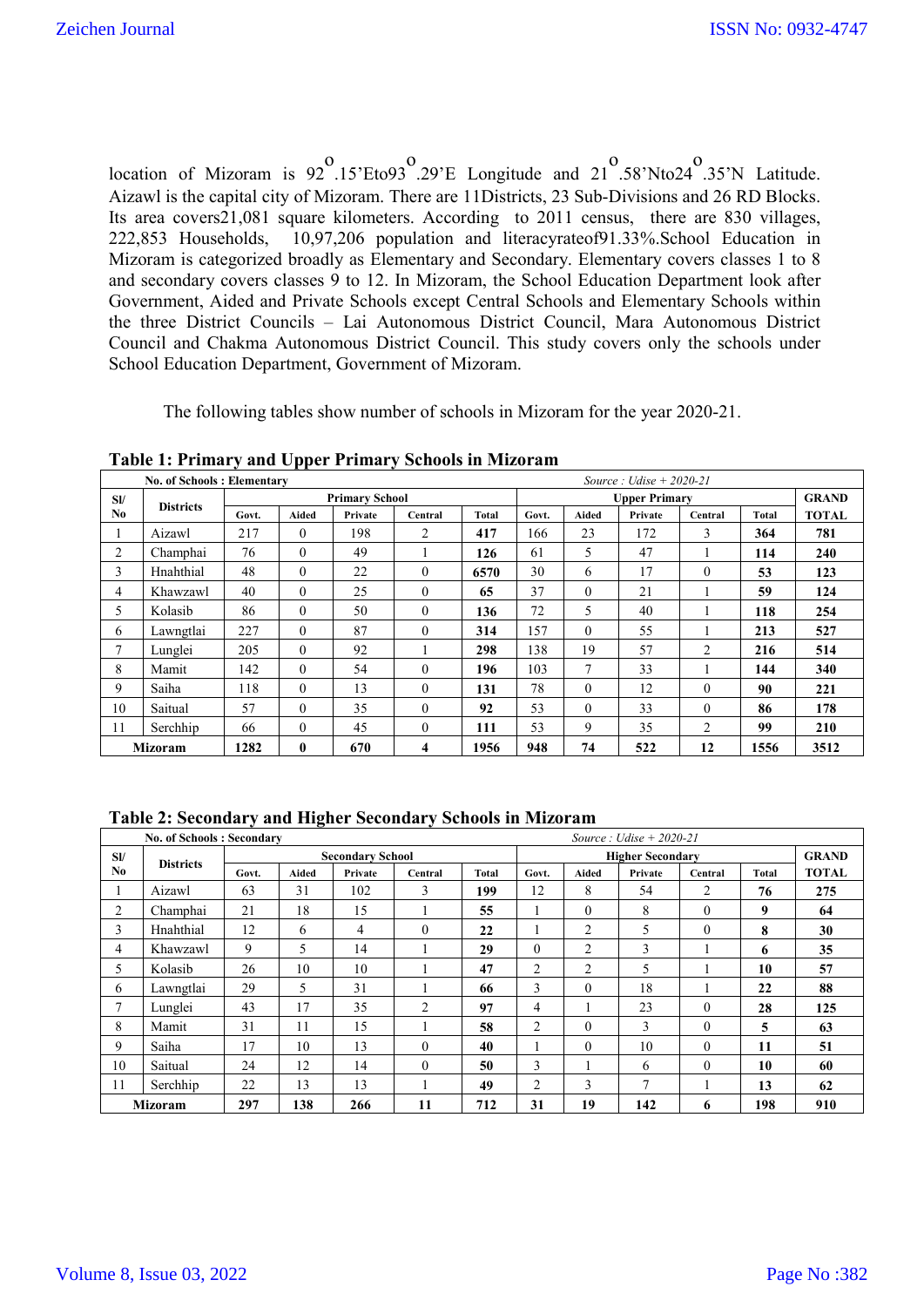location of Mizoram is $92^{o}$.15'Eto$93^{o}$.29'E Longitude and $21^{o}$.58'Nto$24^{o}$.35'N Latitude. Aizawl is the capital city of Mizoram. There are 11Districts, 23 Sub-Divisions and 26 RD Blocks. Its area covers21,081 square kilometers. According to 2011 census, there are 830 villages, 222,853 Households, 10,97,206 population and literacyrateof91.33%.School Education in Mizoram is categorized broadly as Elementary and Secondary. Elementary covers classes 1 to 8 and secondary covers classes 9 to 12. In Mizoram, the School Education Department look after Government, Aided and Private Schools except Central Schools and Elementary Schools within the three District Councils – Lai Autonomous District Council, Mara Autonomous District Council and Chakma Autonomous District Council. This study covers only the schools under School Education Department, Government of Mizoram.

The following tables show number of schools in Mizoram for the year 2020-21.

**Table 1: Primary and Upper Primary Schools in Mizoram**

| No. of Schools : Elementary | | | | | | | *Source : Udise + 2020-21* | | | | | |
|---|---|---|---|---|---|---|---|---|---|---|---|---|
| Sl/ No | Districts | Primary School | | | | | Upper Primary | | | | | GRAND TOTAL |
| | | Govt. | Aided | Private | Central | Total | Govt. | Aided | Private | Central | Total | |
| 1 | Aizawl | 217 | 0 | 198 | 2 | **417** | 166 | 23 | 172 | 3 | **364** | **781** |
| 2 | Champhai | 76 | 0 | 49 | 1 | **126** | 61 | 5 | 47 | 1 | **114** | **240** |
| 3 | Hnahthial | 48 | 0 | 22 | 0 | **6570** | 30 | 6 | 17 | 0 | **53** | **123** |
| 4 | Khawzawl | 40 | 0 | 25 | 0 | **65** | 37 | 0 | 21 | 1 | **59** | **124** |
| 5 | Kolasib | 86 | 0 | 50 | 0 | **136** | 72 | 5 | 40 | 1 | **118** | **254** |
| 6 | Lawngtlai | 227 | 0 | 87 | 0 | **314** | 157 | 0 | 55 | 1 | **213** | **527** |
| 7 | Lunglei | 205 | 0 | 92 | 1 | **298** | 138 | 19 | 57 | 2 | **216** | **514** |
| 8 | Mamit | 142 | 0 | 54 | 0 | **196** | 103 | 7 | 33 | 1 | **144** | **340** |
| 9 | Saiha | 118 | 0 | 13 | 0 | **131** | 78 | 0 | 12 | 0 | **90** | **221** |
| 10 | Saitual | 57 | 0 | 35 | 0 | **92** | 53 | 0 | 33 | 0 | **86** | **178** |
| 11 | Serchhip | 66 | 0 | 45 | 0 | **111** | 53 | 9 | 35 | 2 | **99** | **210** |
| **Mizoram** | | **1282** | **0** | **670** | **4** | **1956** | **948** | **74** | **522** | **12** | **1556** | **3512** |

**Table 2: Secondary and Higher Secondary Schools in Mizoram**

| No. of Schools : Secondary | | | | | | | *Source : Udise + 2020-21* | | | | | |
|---|---|---|---|---|---|---|---|---|---|---|---|---|
| Sl/ No | Districts | Secondary School | | | | | Higher Secondary | | | | | GRAND TOTAL |
| | | Govt. | Aided | Private | Central | Total | Govt. | Aided | Private | Central | Total | |
| 1 | Aizawl | 63 | 31 | 102 | 3 | **199** | 12 | 8 | 54 | 2 | **76** | **275** |
| 2 | Champhai | 21 | 18 | 15 | 1 | **55** | 1 | 0 | 8 | 0 | **9** | **64** |
| 3 | Hnahthial | 12 | 6 | 4 | 0 | **22** | 1 | 2 | 5 | 0 | **8** | **30** |
| 4 | Khawzawl | 9 | 5 | 14 | 1 | **29** | 0 | 2 | 3 | 1 | **6** | **35** |
| 5 | Kolasib | 26 | 10 | 10 | 1 | **47** | 2 | 2 | 5 | 1 | **10** | **57** |
| 6 | Lawngtlai | 29 | 5 | 31 | 1 | **66** | 3 | 0 | 18 | 1 | **22** | **88** |
| 7 | Lunglei | 43 | 17 | 35 | 2 | **97** | 4 | 1 | 23 | 0 | **28** | **125** |
| 8 | Mamit | 31 | 11 | 15 | 1 | **58** | 2 | 0 | 3 | 0 | **5** | **63** |
| 9 | Saiha | 17 | 10 | 13 | 0 | **40** | 1 | 0 | 10 | 0 | **11** | **51** |
| 10 | Saitual | 24 | 12 | 14 | 0 | **50** | 3 | 1 | 6 | 0 | **10** | **60** |
| 11 | Serchhip | 22 | 13 | 13 | 1 | **49** | 2 | 3 | 7 | 1 | **13** | **62** |
| **Mizoram** | | **297** | **138** | **266** | **11** | **712** | **31** | **19** | **142** | **6** | **198** | **910** |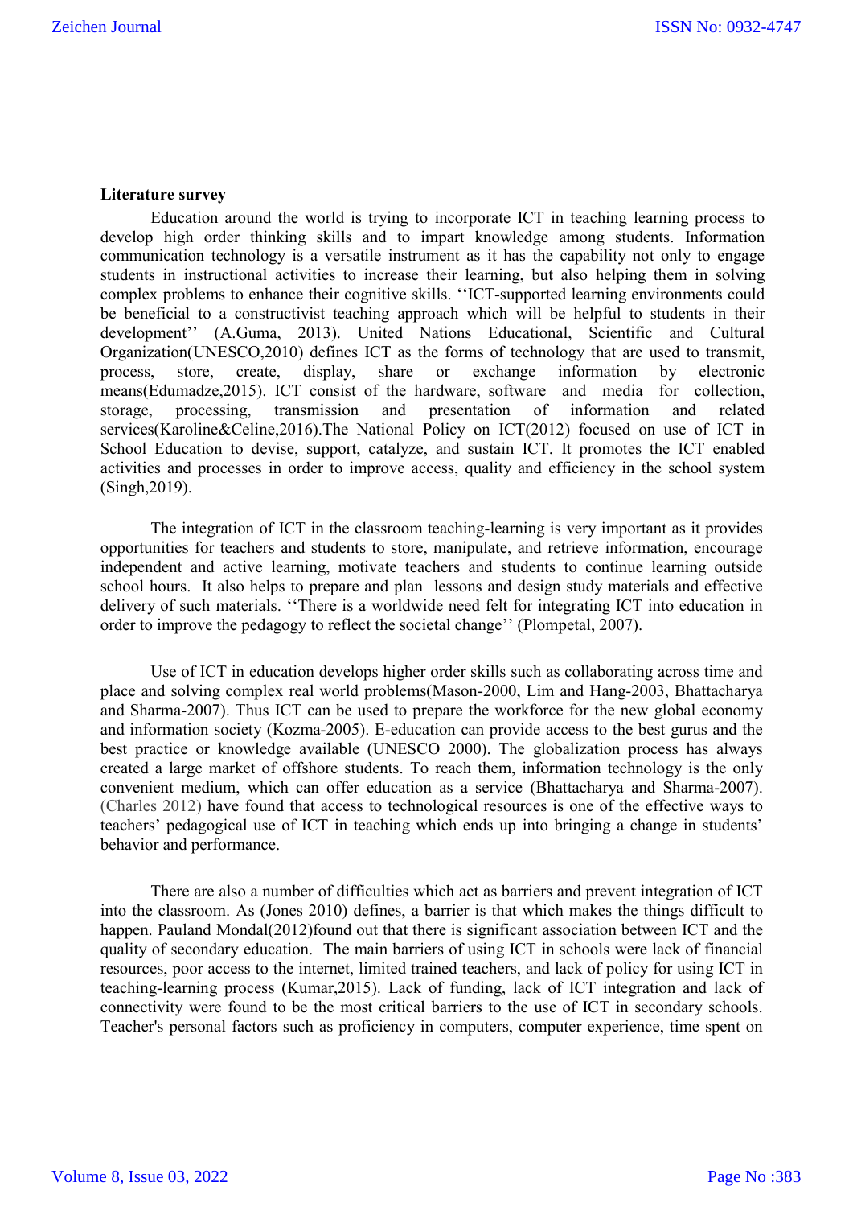**Literature survey**

Education around the world is trying to incorporate ICT in teaching learning process to develop high order thinking skills and to impart knowledge among students. Information communication technology is a versatile instrument as it has the capability not only to engage students in instructional activities to increase their learning, but also helping them in solving complex problems to enhance their cognitive skills. ''ICT-supported learning environments could be beneficial to a constructivist teaching approach which will be helpful to students in their development'' (A.Guma, 2013). United Nations Educational, Scientific and Cultural Organization(UNESCO,2010) defines ICT as the forms of technology that are used to transmit, process, store, create, display, share or exchange information by electronic means(Edumadze,2015). ICT consist of the hardware, software and media for collection, storage, processing, transmission and presentation of information and related services(Karoline&Celine,2016).The National Policy on ICT(2012) focused on use of ICT in School Education to devise, support, catalyze, and sustain ICT. It promotes the ICT enabled activities and processes in order to improve access, quality and efficiency in the school system (Singh,2019).

The integration of ICT in the classroom teaching-learning is very important as it provides opportunities for teachers and students to store, manipulate, and retrieve information, encourage independent and active learning, motivate teachers and students to continue learning outside school hours. It also helps to prepare and plan lessons and design study materials and effective delivery of such materials. ''There is a worldwide need felt for integrating ICT into education in order to improve the pedagogy to reflect the societal change'' (Plompetal, 2007).

Use of ICT in education develops higher order skills such as collaborating across time and place and solving complex real world problems(Mason-2000, Lim and Hang-2003, Bhattacharya and Sharma-2007). Thus ICT can be used to prepare the workforce for the new global economy and information society (Kozma-2005). E-education can provide access to the best gurus and the best practice or knowledge available (UNESCO 2000). The globalization process has always created a large market of offshore students. To reach them, information technology is the only convenient medium, which can offer education as a service (Bhattacharya and Sharma-2007). (Charles 2012) have found that access to technological resources is one of the effective ways to teachers' pedagogical use of ICT in teaching which ends up into bringing a change in students' behavior and performance.

There are also a number of difficulties which act as barriers and prevent integration of ICT into the classroom. As (Jones 2010) defines, a barrier is that which makes the things difficult to happen. Pauland Mondal(2012)found out that there is significant association between ICT and the quality of secondary education. The main barriers of using ICT in schools were lack of financial resources, poor access to the internet, limited trained teachers, and lack of policy for using ICT in teaching-learning process (Kumar,2015). Lack of funding, lack of ICT integration and lack of connectivity were found to be the most critical barriers to the use of ICT in secondary schools. Teacher's personal factors such as proficiency in computers, computer experience, time spent on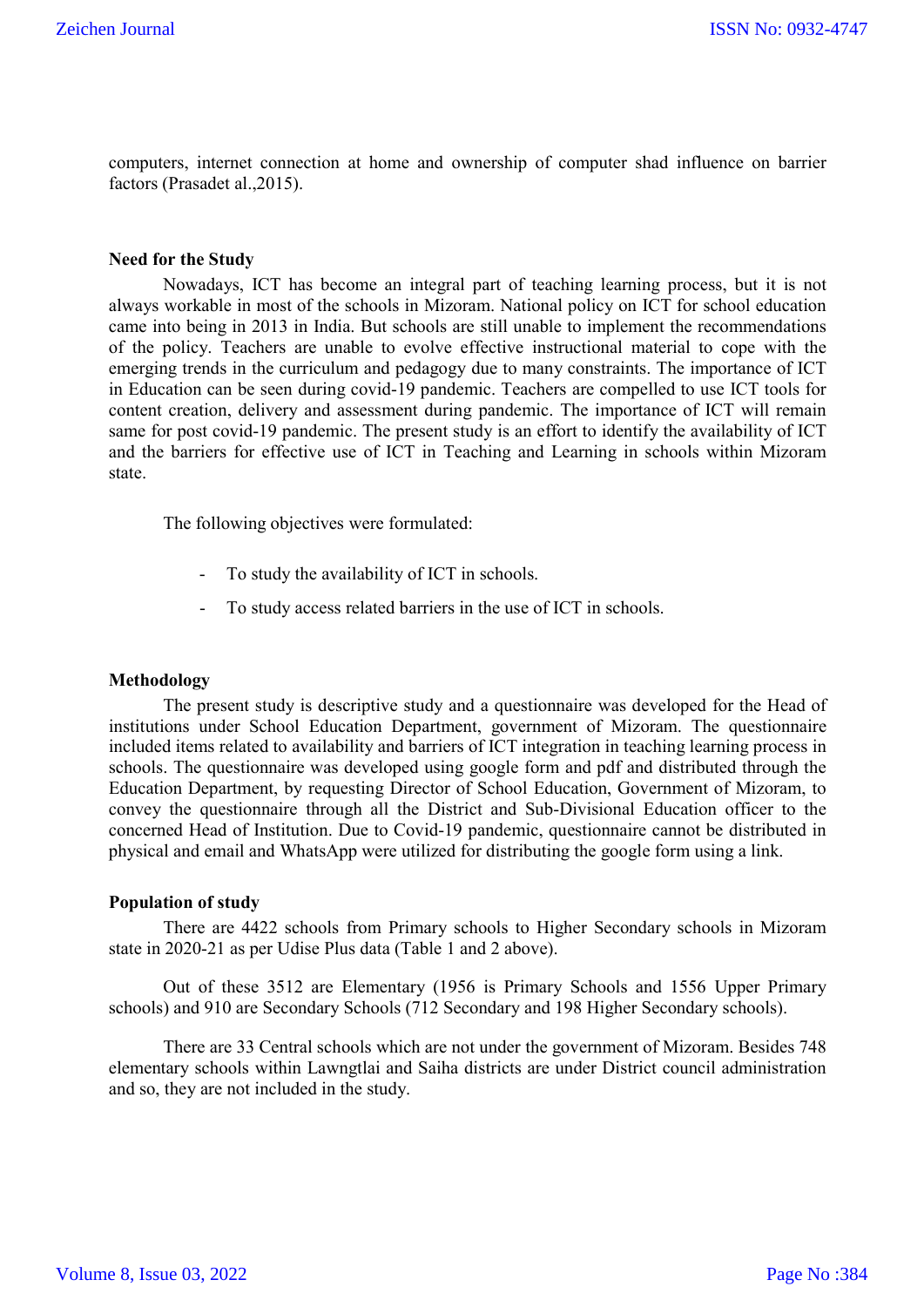computers, internet connection at home and ownership of computer shad influence on barrier factors (Prasadet al.,2015).

### Need for the Study

Nowadays, ICT has become an integral part of teaching learning process, but it is not always workable in most of the schools in Mizoram. National policy on ICT for school education came into being in 2013 in India. But schools are still unable to implement the recommendations of the policy. Teachers are unable to evolve effective instructional material to cope with the emerging trends in the curriculum and pedagogy due to many constraints. The importance of ICT in Education can be seen during covid-19 pandemic. Teachers are compelled to use ICT tools for content creation, delivery and assessment during pandemic. The importance of ICT will remain same for post covid-19 pandemic. The present study is an effort to identify the availability of ICT and the barriers for effective use of ICT in Teaching and Learning in schools within Mizoram state.

The following objectives were formulated:

- To study the availability of ICT in schools.
- To study access related barriers in the use of ICT in schools.

### Methodology

The present study is descriptive study and a questionnaire was developed for the Head of institutions under School Education Department, government of Mizoram. The questionnaire included items related to availability and barriers of ICT integration in teaching learning process in schools. The questionnaire was developed using google form and pdf and distributed through the Education Department, by requesting Director of School Education, Government of Mizoram, to convey the questionnaire through all the District and Sub-Divisional Education officer to the concerned Head of Institution. Due to Covid-19 pandemic, questionnaire cannot be distributed in physical and email and WhatsApp were utilized for distributing the google form using a link.

### Population of study

There are 4422 schools from Primary schools to Higher Secondary schools in Mizoram state in 2020-21 as per Udise Plus data (Table 1 and 2 above).

Out of these 3512 are Elementary (1956 is Primary Schools and 1556 Upper Primary schools) and 910 are Secondary Schools (712 Secondary and 198 Higher Secondary schools).

There are 33 Central schools which are not under the government of Mizoram. Besides 748 elementary schools within Lawngtlai and Saiha districts are under District council administration and so, they are not included in the study.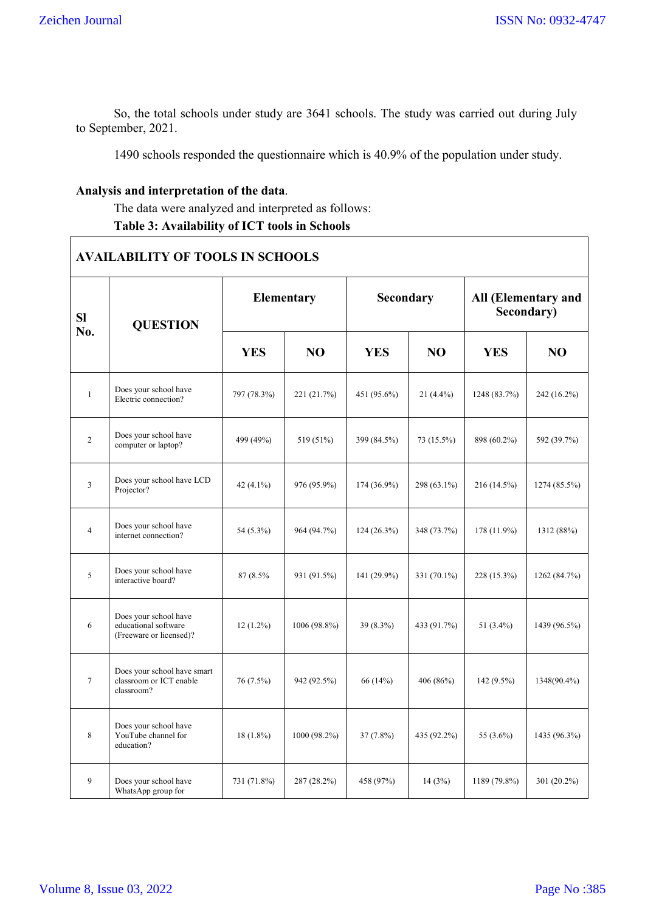So, the total schools under study are 3641 schools. The study was carried out during July to September, 2021.

1490 schools responded the questionnaire which is 40.9% of the population under study.

**Analysis and interpretation of the data**.

The data were analyzed and interpreted as follows:

**Table 3: Availability of ICT tools in Schools**

| **AVAILABILITY OF TOOLS IN SCHOOLS** | | | | | | | |
|---|---|---|---|---|---|---|---|
| **Sl No.** | **QUESTION** | **Elementary** | | **Secondary** | | **All (Elementary and Secondary)** | |
| | | **YES** | **NO** | **YES** | **NO** | **YES** | **NO** |
| 1 | Does your school have Electric connection? | 797 (78.3%) | 221 (21.7%) | 451 (95.6%) | 21 (4.4%) | 1248 (83.7%) | 242 (16.2%) |
| 2 | Does your school have computer or laptop? | 499 (49%) | 519 (51%) | 399 (84.5%) | 73 (15.5%) | 898 (60.2%) | 592 (39.7%) |
| 3 | Does your school have LCD Projector? | 42 (4.1%) | 976 (95.9%) | 174 (36.9%) | 298 (63.1%) | 216 (14.5%) | 1274 (85.5%) |
| 4 | Does your school have internet connection? | 54 (5.3%) | 964 (94.7%) | 124 (26.3%) | 348 (73.7%) | 178 (11.9%) | 1312 (88%) |
| 5 | Does your school have interactive board? | 87 (8.5% | 931 (91.5%) | 141 (29.9%) | 331 (70.1%) | 228 (15.3%) | 1262 (84.7%) |
| 6 | Does your school have educational software (Freeware or licensed)? | 12 (1.2%) | 1006 (98.8%) | 39 (8.3%) | 433 (91.7%) | 51 (3.4%) | 1439 (96.5%) |
| 7 | Does your school have smart classroom or ICT enable classroom? | 76 (7.5%) | 942 (92.5%) | 66 (14%) | 406 (86%) | 142 (9.5%) | 1348(90.4%) |
| 8 | Does your school have YouTube channel for education? | 18 (1.8%) | 1000 (98.2%) | 37 (7.8%) | 435 (92.2%) | 55 (3.6%) | 1435 (96.3%) |
| 9 | Does your school have WhatsApp group for | 731 (71.8%) | 287 (28.2%) | 458 (97%) | 14 (3%) | 1189 (79.8%) | 301 (20.2%) |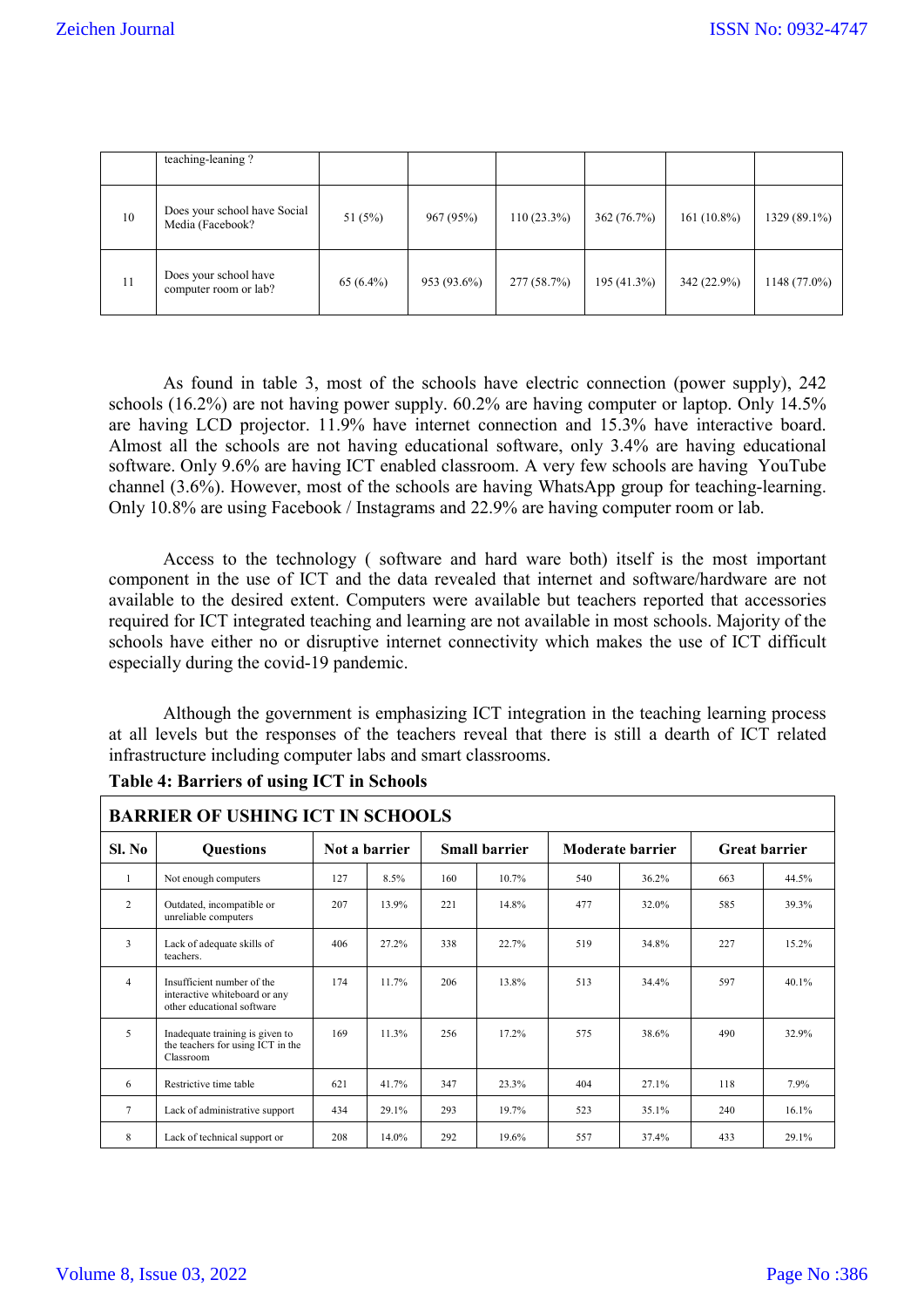| | teaching-leaning ? | | | | | | |
|---|---|---|---|---|---|---|---|
| 10 | Does your school have Social Media (Facebook? | 51 (5%) | 967 (95%) | 110 (23.3%) | 362 (76.7%) | 161 (10.8%) | 1329 (89.1%) |
| 11 | Does your school have computer room or lab? | 65 (6.4%) | 953 (93.6%) | 277 (58.7%) | 195 (41.3%) | 342 (22.9%) | 1148 (77.0%) |

As found in table 3, most of the schools have electric connection (power supply), 242 schools (16.2%) are not having power supply. 60.2% are having computer or laptop. Only 14.5% are having LCD projector. 11.9% have internet connection and 15.3% have interactive board. Almost all the schools are not having educational software, only 3.4% are having educational software. Only 9.6% are having ICT enabled classroom. A very few schools are having YouTube channel (3.6%). However, most of the schools are having WhatsApp group for teaching-learning. Only 10.8% are using Facebook / Instagrams and 22.9% are having computer room or lab.

Access to the technology ( software and hard ware both) itself is the most important component in the use of ICT and the data revealed that internet and software/hardware are not available to the desired extent. Computers were available but teachers reported that accessories required for ICT integrated teaching and learning are not available in most schools. Majority of the schools have either no or disruptive internet connectivity which makes the use of ICT difficult especially during the covid-19 pandemic.

Although the government is emphasizing ICT integration in the teaching learning process at all levels but the responses of the teachers reveal that there is still a dearth of ICT related infrastructure including computer labs and smart classrooms.

**Table 4: Barriers of using ICT in Schools**

| BARRIER OF USHING ICT IN SCHOOLS | | | | | | | | | |
|---|---|---|---|---|---|---|---|---|---|
| **Sl. No** | **Questions** | **Not a barrier** | | **Small barrier** | | **Moderate barrier** | | **Great barrier** | |
| 1 | Not enough computers | 127 | 8.5% | 160 | 10.7% | 540 | 36.2% | 663 | 44.5% |
| 2 | Outdated, incompatible or unreliable computers | 207 | 13.9% | 221 | 14.8% | 477 | 32.0% | 585 | 39.3% |
| 3 | Lack of adequate skills of teachers. | 406 | 27.2% | 338 | 22.7% | 519 | 34.8% | 227 | 15.2% |
| 4 | Insufficient number of the interactive whiteboard or any other educational software | 174 | 11.7% | 206 | 13.8% | 513 | 34.4% | 597 | 40.1% |
| 5 | Inadequate training is given to the teachers for using ICT in the Classroom | 169 | 11.3% | 256 | 17.2% | 575 | 38.6% | 490 | 32.9% |
| 6 | Restrictive time table | 621 | 41.7% | 347 | 23.3% | 404 | 27.1% | 118 | 7.9% |
| 7 | Lack of administrative support | 434 | 29.1% | 293 | 19.7% | 523 | 35.1% | 240 | 16.1% |
| 8 | Lack of technical support or | 208 | 14.0% | 292 | 19.6% | 557 | 37.4% | 433 | 29.1% |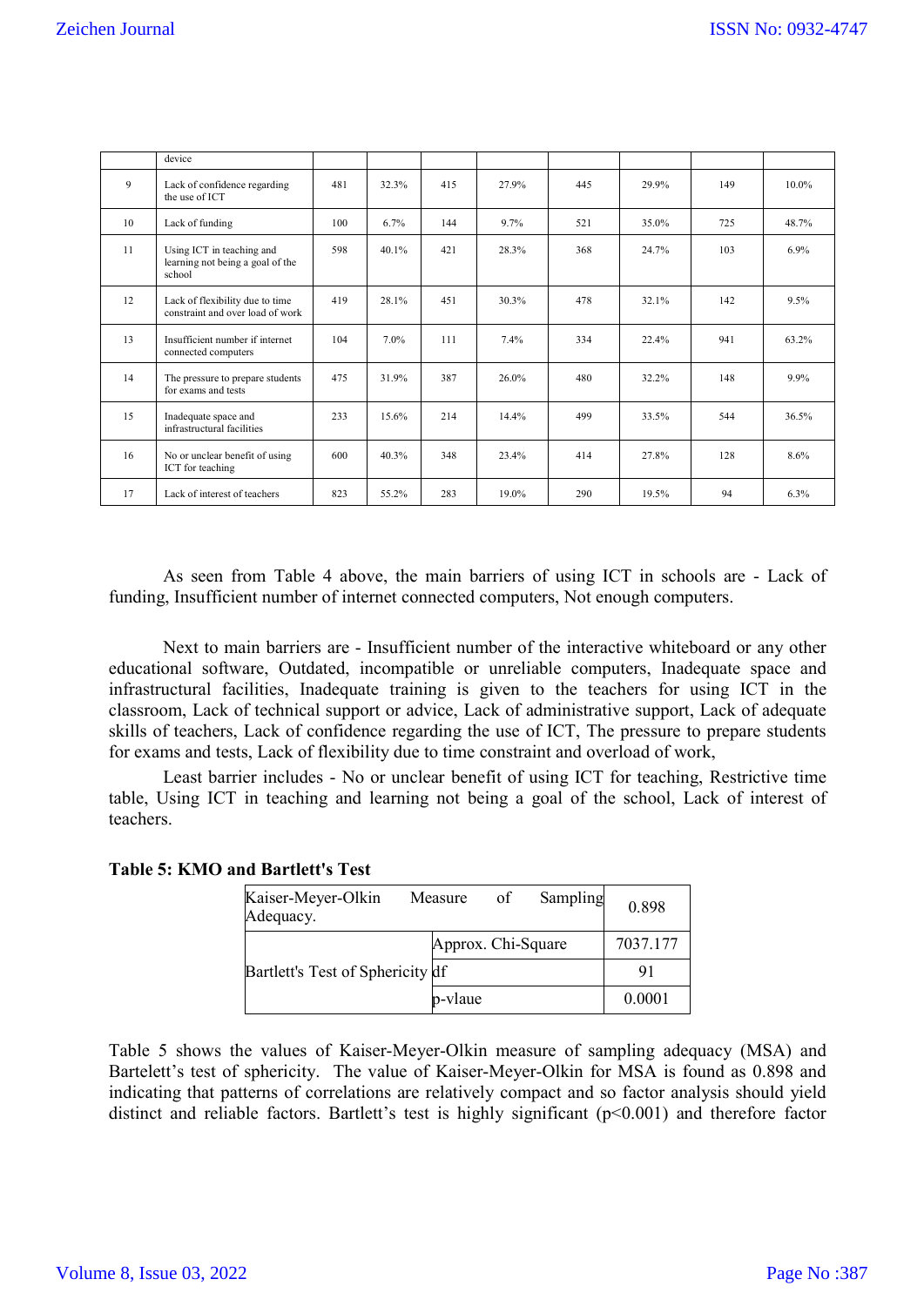|  | device |  |  |  |  |  |  |  |  |
|---|---|---|---|---|---|---|---|---|---|
| 9 | Lack of confidence regarding the use of ICT | 481 | 32.3% | 415 | 27.9% | 445 | 29.9% | 149 | 10.0% |
| 10 | Lack of funding | 100 | 6.7% | 144 | 9.7% | 521 | 35.0% | 725 | 48.7% |
| 11 | Using ICT in teaching and learning not being a goal of the school | 598 | 40.1% | 421 | 28.3% | 368 | 24.7% | 103 | 6.9% |
| 12 | Lack of flexibility due to time constraint and over load of work | 419 | 28.1% | 451 | 30.3% | 478 | 32.1% | 142 | 9.5% |
| 13 | Insufficient number if internet connected computers | 104 | 7.0% | 111 | 7.4% | 334 | 22.4% | 941 | 63.2% |
| 14 | The pressure to prepare students for exams and tests | 475 | 31.9% | 387 | 26.0% | 480 | 32.2% | 148 | 9.9% |
| 15 | Inadequate space and infrastructural facilities | 233 | 15.6% | 214 | 14.4% | 499 | 33.5% | 544 | 36.5% |
| 16 | No or unclear benefit of using ICT for teaching | 600 | 40.3% | 348 | 23.4% | 414 | 27.8% | 128 | 8.6% |
| 17 | Lack of interest of teachers | 823 | 55.2% | 283 | 19.0% | 290 | 19.5% | 94 | 6.3% |

As seen from Table 4 above, the main barriers of using ICT in schools are - Lack of funding, Insufficient number of internet connected computers, Not enough computers.

Next to main barriers are - Insufficient number of the interactive whiteboard or any other educational software, Outdated, incompatible or unreliable computers, Inadequate space and infrastructural facilities, Inadequate training is given to the teachers for using ICT in the classroom, Lack of technical support or advice, Lack of administrative support, Lack of adequate skills of teachers, Lack of confidence regarding the use of ICT, The pressure to prepare students for exams and tests, Lack of flexibility due to time constraint and overload of work,

Least barrier includes - No or unclear benefit of using ICT for teaching, Restrictive time table, Using ICT in teaching and learning not being a goal of the school, Lack of interest of teachers.

**Table 5: KMO and Bartlett's Test**

| Kaiser-Meyer-Olkin Measure of Sampling Adequacy. | | 0.898 |
|---|---|---|
| Bartlett's Test of Sphericity | Approx. Chi-Square | 7037.177 |
| | df | 91 |
| | p-vlaue | 0.0001 |

Table 5 shows the values of Kaiser-Meyer-Olkin measure of sampling adequacy (MSA) and Bartelett's test of sphericity. The value of Kaiser-Meyer-Olkin for MSA is found as 0.898 and indicating that patterns of correlations are relatively compact and so factor analysis should yield distinct and reliable factors. Bartlett's test is highly significant ($p<0.001$) and therefore factor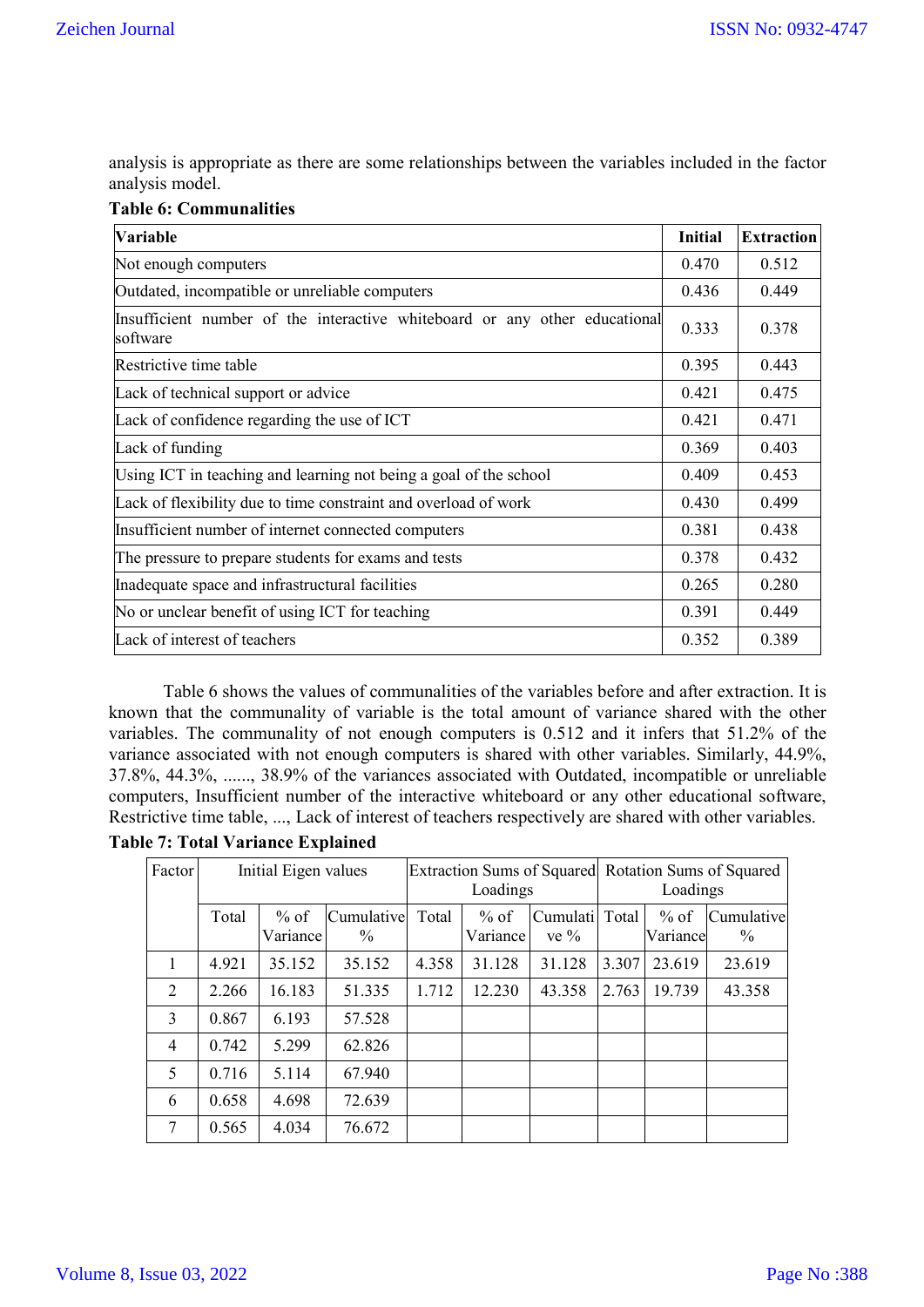analysis is appropriate as there are some relationships between the variables included in the factor analysis model.

**Table 6: Communalities**

| Variable | Initial | Extraction |
|---|---|---|
| Not enough computers | 0.470 | 0.512 |
| Outdated, incompatible or unreliable computers | 0.436 | 0.449 |
| Insufficient number of the interactive whiteboard or any other educational software | 0.333 | 0.378 |
| Restrictive time table | 0.395 | 0.443 |
| Lack of technical support or advice | 0.421 | 0.475 |
| Lack of confidence regarding the use of ICT | 0.421 | 0.471 |
| Lack of funding | 0.369 | 0.403 |
| Using ICT in teaching and learning not being a goal of the school | 0.409 | 0.453 |
| Lack of flexibility due to time constraint and overload of work | 0.430 | 0.499 |
| Insufficient number of internet connected computers | 0.381 | 0.438 |
| The pressure to prepare students for exams and tests | 0.378 | 0.432 |
| Inadequate space and infrastructural facilities | 0.265 | 0.280 |
| No or unclear benefit of using ICT for teaching | 0.391 | 0.449 |
| Lack of interest of teachers | 0.352 | 0.389 |

Table 6 shows the values of communalities of the variables before and after extraction. It is known that the communality of variable is the total amount of variance shared with the other variables. The communality of not enough computers is 0.512 and it infers that 51.2% of the variance associated with not enough computers is shared with other variables. Similarly, 44.9%, 37.8%, 44.3%, ......, 38.9% of the variances associated with Outdated, incompatible or unreliable computers, Insufficient number of the interactive whiteboard or any other educational software, Restrictive time table, ..., Lack of interest of teachers respectively are shared with other variables.

**Table 7: Total Variance Explained**

| Factor | Initial Eigen values | | | Extraction Sums of Squared Loadings | | | Rotation Sums of Squared Loadings | | |
|---|---|---|---|---|---|---|---|---|---|
| | Total | % of Variance | Cumulative % | Total | % of Variance | Cumulative % | Total | % of Variance | Cumulative % |
| 1 | 4.921 | 35.152 | 35.152 | 4.358 | 31.128 | 31.128 | 3.307 | 23.619 | 23.619 |
| 2 | 2.266 | 16.183 | 51.335 | 1.712 | 12.230 | 43.358 | 2.763 | 19.739 | 43.358 |
| 3 | 0.867 | 6.193 | 57.528 | | | | | | |
| 4 | 0.742 | 5.299 | 62.826 | | | | | | |
| 5 | 0.716 | 5.114 | 67.940 | | | | | | |
| 6 | 0.658 | 4.698 | 72.639 | | | | | | |
| 7 | 0.565 | 4.034 | 76.672 | | | | | | |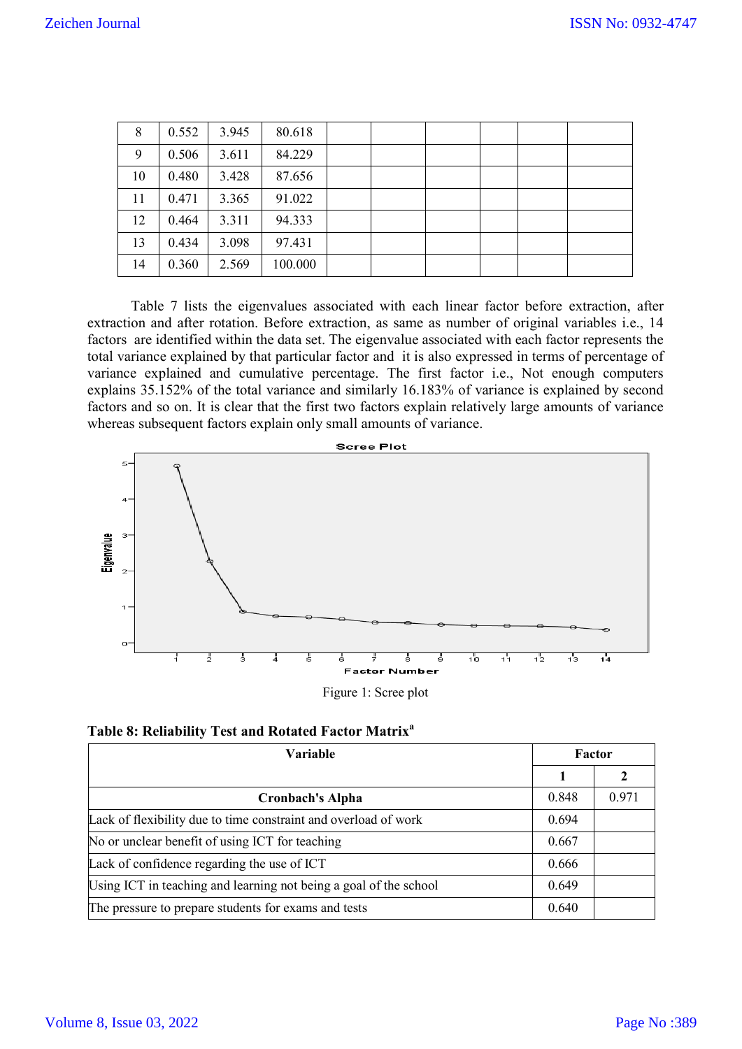| 8 | 0.552 | 3.945 | 80.618 | | | | | | |
|---|---|---|---|---|---|---|---|---|---|
| 9 | 0.506 | 3.611 | 84.229 | | | | | | |
| 10 | 0.480 | 3.428 | 87.656 | | | | | | |
| 11 | 0.471 | 3.365 | 91.022 | | | | | | |
| 12 | 0.464 | 3.311 | 94.333 | | | | | | |
| 13 | 0.434 | 3.098 | 97.431 | | | | | | |
| 14 | 0.360 | 2.569 | 100.000 | | | | | | |

Table 7 lists the eigenvalues associated with each linear factor before extraction, after extraction and after rotation. Before extraction, as same as number of original variables i.e., 14 factors are identified within the data set. The eigenvalue associated with each factor represents the total variance explained by that particular factor and it is also expressed in terms of percentage of variance explained and cumulative percentage. The first factor i.e., Not enough computers explains 35.152% of the total variance and similarly 16.183% of variance is explained by second factors and so on. It is clear that the first two factors explain relatively large amounts of variance whereas subsequent factors explain only small amounts of variance.

Figure 1: Scree plot

**Table 8: Reliability Test and Rotated Factor Matrix[a]**

| Variable | Factor | |
|---|---|---|
| | 1 | 2 |
| **Cronbach's Alpha** | 0.848 | 0.971 |
| Lack of flexibility due to time constraint and overload of work | 0.694 | |
| No or unclear benefit of using ICT for teaching | 0.667 | |
| Lack of confidence regarding the use of ICT | 0.666 | |
| Using ICT in teaching and learning not being a goal of the school | 0.649 | |
| The pressure to prepare students for exams and tests | 0.640 | |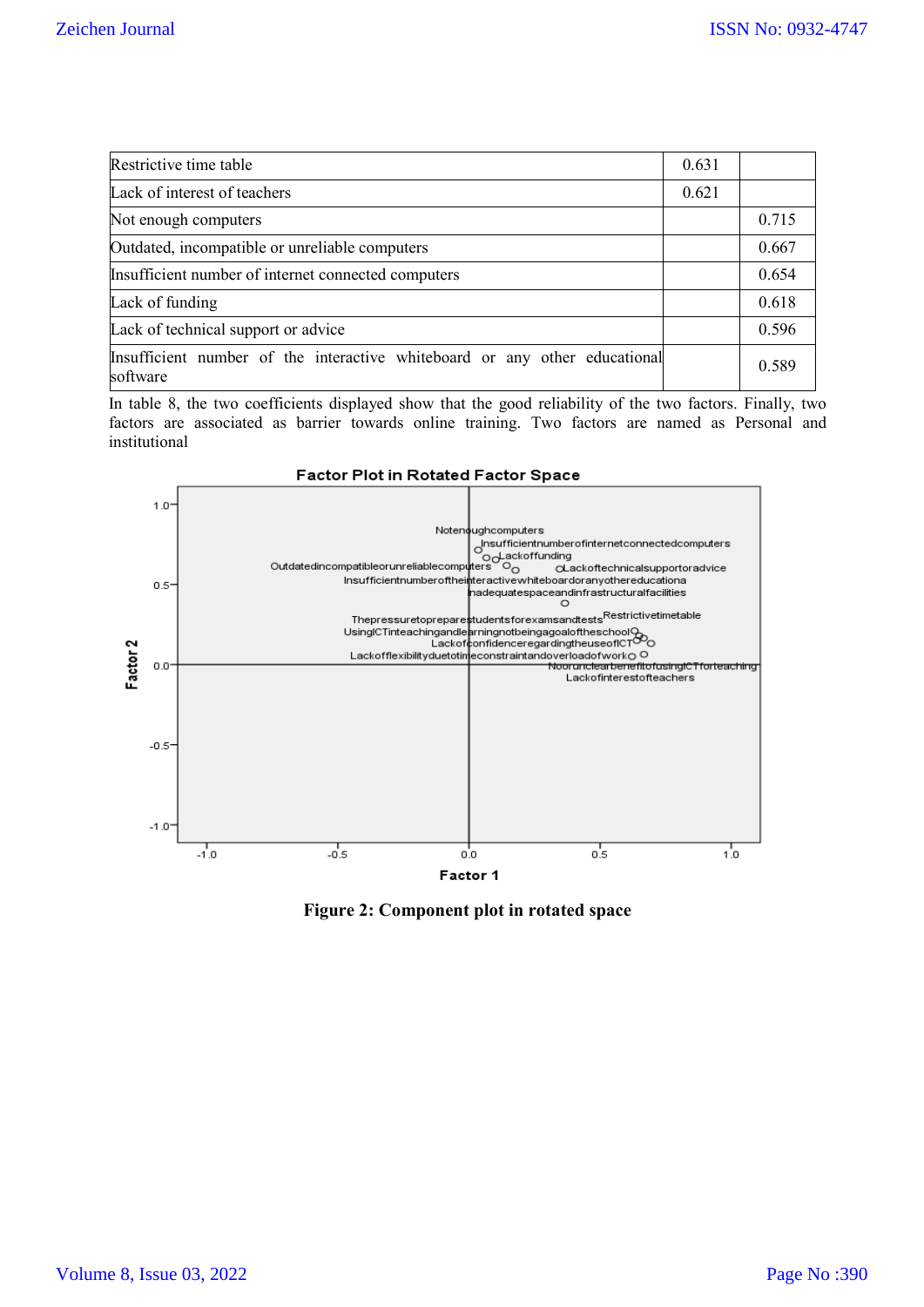| | | |
|---|---|---|
| Restrictive time table | 0.631 | |
| Lack of interest of teachers | 0.621 | |
| Not enough computers | | 0.715 |
| Outdated, incompatible or unreliable computers | | 0.667 |
| Insufficient number of internet connected computers | | 0.654 |
| Lack of funding | | 0.618 |
| Lack of technical support or advice | | 0.596 |
| Insufficient number of the interactive whiteboard or any other educational software | | 0.589 |

In table 8, the two coefficients displayed show that the good reliability of the two factors. Finally, two factors are associated as barrier towards online training. Two factors are named as Personal and institutional

**Figure 2: Component plot in rotated space**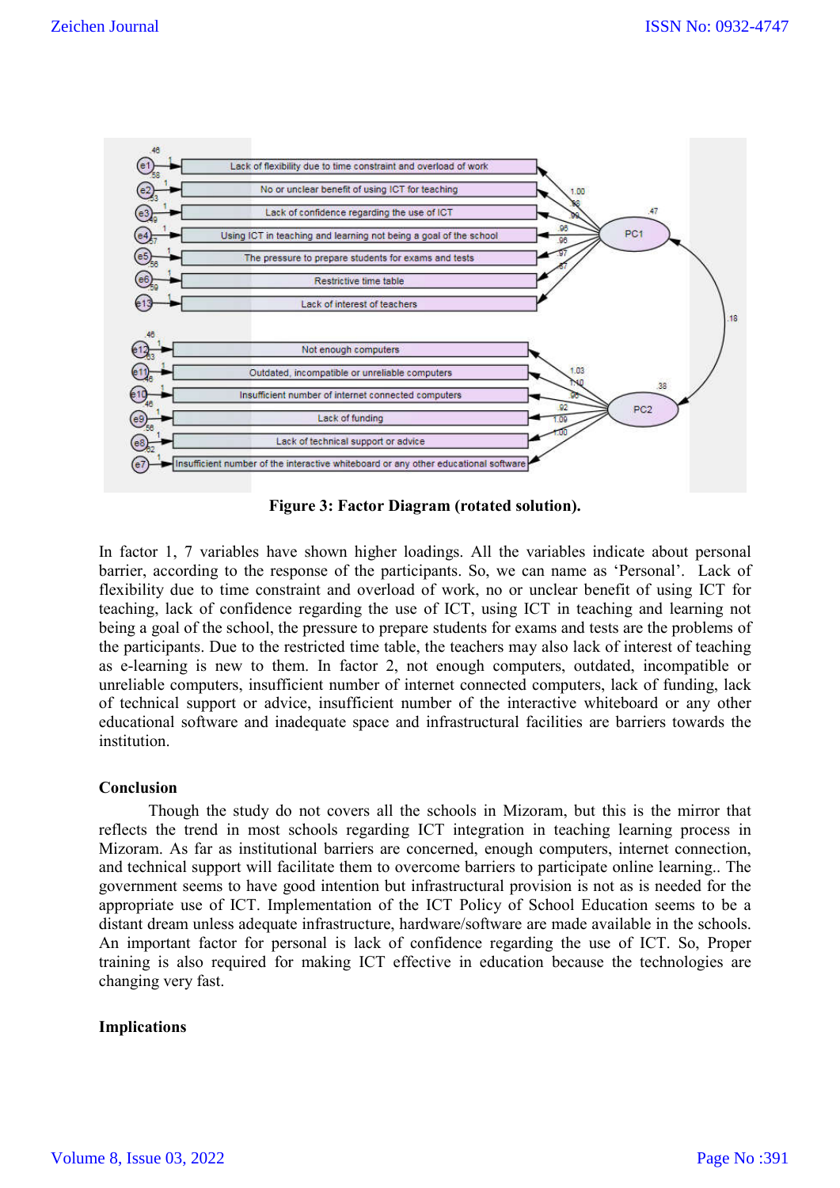**Figure 3: Factor Diagram (rotated solution).**

In factor 1, 7 variables have shown higher loadings. All the variables indicate about personal barrier, according to the response of the participants. So, we can name as 'Personal'. Lack of flexibility due to time constraint and overload of work, no or unclear benefit of using ICT for teaching, lack of confidence regarding the use of ICT, using ICT in teaching and learning not being a goal of the school, the pressure to prepare students for exams and tests are the problems of the participants. Due to the restricted time table, the teachers may also lack of interest of teaching as e-learning is new to them. In factor 2, not enough computers, outdated, incompatible or unreliable computers, insufficient number of internet connected computers, lack of funding, lack of technical support or advice, insufficient number of the interactive whiteboard or any other educational software and inadequate space and infrastructural facilities are barriers towards the institution.

## Conclusion

Though the study do not covers all the schools in Mizoram, but this is the mirror that reflects the trend in most schools regarding ICT integration in teaching learning process in Mizoram. As far as institutional barriers are concerned, enough computers, internet connection, and technical support will facilitate them to overcome barriers to participate online learning.. The government seems to have good intention but infrastructural provision is not as is needed for the appropriate use of ICT. Implementation of the ICT Policy of School Education seems to be a distant dream unless adequate infrastructure, hardware/software are made available in the schools. An important factor for personal is lack of confidence regarding the use of ICT. So, Proper training is also required for making ICT effective in education because the technologies are changing very fast.

## Implications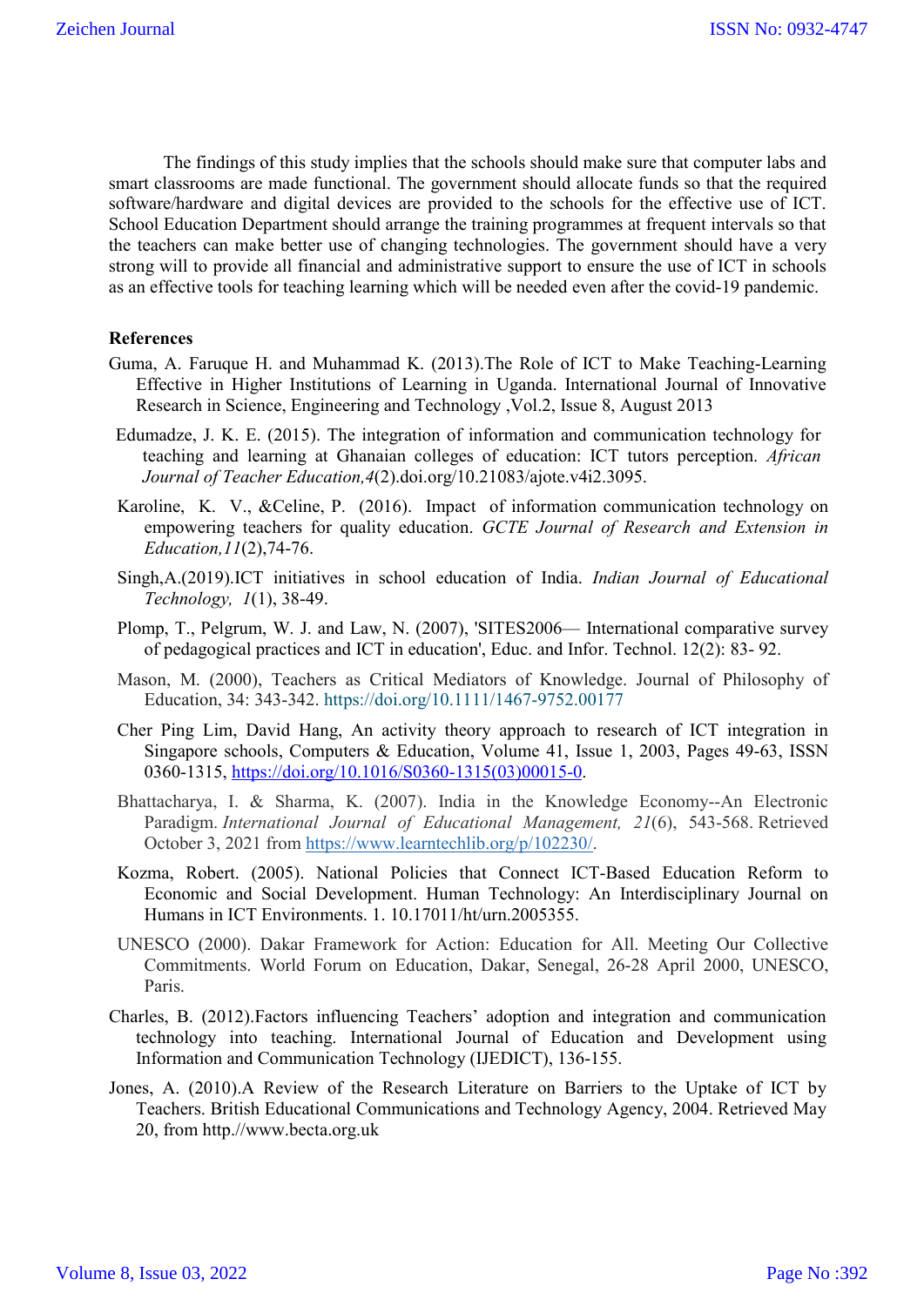The findings of this study implies that the schools should make sure that computer labs and smart classrooms are made functional. The government should allocate funds so that the required software/hardware and digital devices are provided to the schools for the effective use of ICT. School Education Department should arrange the training programmes at frequent intervals so that the teachers can make better use of changing technologies. The government should have a very strong will to provide all financial and administrative support to ensure the use of ICT in schools as an effective tools for teaching learning which will be needed even after the covid-19 pandemic.

**References**

Guma, A. Faruque H. and Muhammad K. (2013).The Role of ICT to Make Teaching-Learning Effective in Higher Institutions of Learning in Uganda. International Journal of Innovative Research in Science, Engineering and Technology ,Vol.2, Issue 8, August 2013

Edumadze, J. K. E. (2015). The integration of information and communication technology for teaching and learning at Ghanaian colleges of education: ICT tutors perception. *African Journal of Teacher Education,4*(2).doi.org/10.21083/ajote.v4i2.3095.

Karoline, K. V., &Celine, P. (2016). Impact of information communication technology on empowering teachers for quality education. *GCTE Journal of Research and Extension in Education,11*(2),74-76.

Singh,A.(2019).ICT initiatives in school education of India. *Indian Journal of Educational Technology, 1*(1), 38-49.

Plomp, T., Pelgrum, W. J. and Law, N. (2007), 'SITES2006— International comparative survey of pedagogical practices and ICT in education', Educ. and Infor. Technol. 12(2): 83- 92.

Mason, M. (2000), Teachers as Critical Mediators of Knowledge. Journal of Philosophy of Education, 34: 343-342. https://doi.org/10.1111/1467-9752.00177

Cher Ping Lim, David Hang, An activity theory approach to research of ICT integration in Singapore schools, Computers & Education, Volume 41, Issue 1, 2003, Pages 49-63, ISSN 0360-1315, https://doi.org/10.1016/S0360-1315(03)00015-0.

Bhattacharya, I. & Sharma, K. (2007). India in the Knowledge Economy--An Electronic Paradigm. *International Journal of Educational Management, 21*(6), 543-568. Retrieved October 3, 2021 from https://www.learntechlib.org/p/102230/.

Kozma, Robert. (2005). National Policies that Connect ICT-Based Education Reform to Economic and Social Development. Human Technology: An Interdisciplinary Journal on Humans in ICT Environments. 1. 10.17011/ht/urn.2005355.

UNESCO (2000). Dakar Framework for Action: Education for All. Meeting Our Collective Commitments. World Forum on Education, Dakar, Senegal, 26-28 April 2000, UNESCO, Paris.

Charles, B. (2012).Factors influencing Teachers' adoption and integration and communication technology into teaching. International Journal of Education and Development using Information and Communication Technology (IJEDICT), 136-155.

Jones, A. (2010).A Review of the Research Literature on Barriers to the Uptake of ICT by Teachers. British Educational Communications and Technology Agency, 2004. Retrieved May 20, from http.//www.becta.org.uk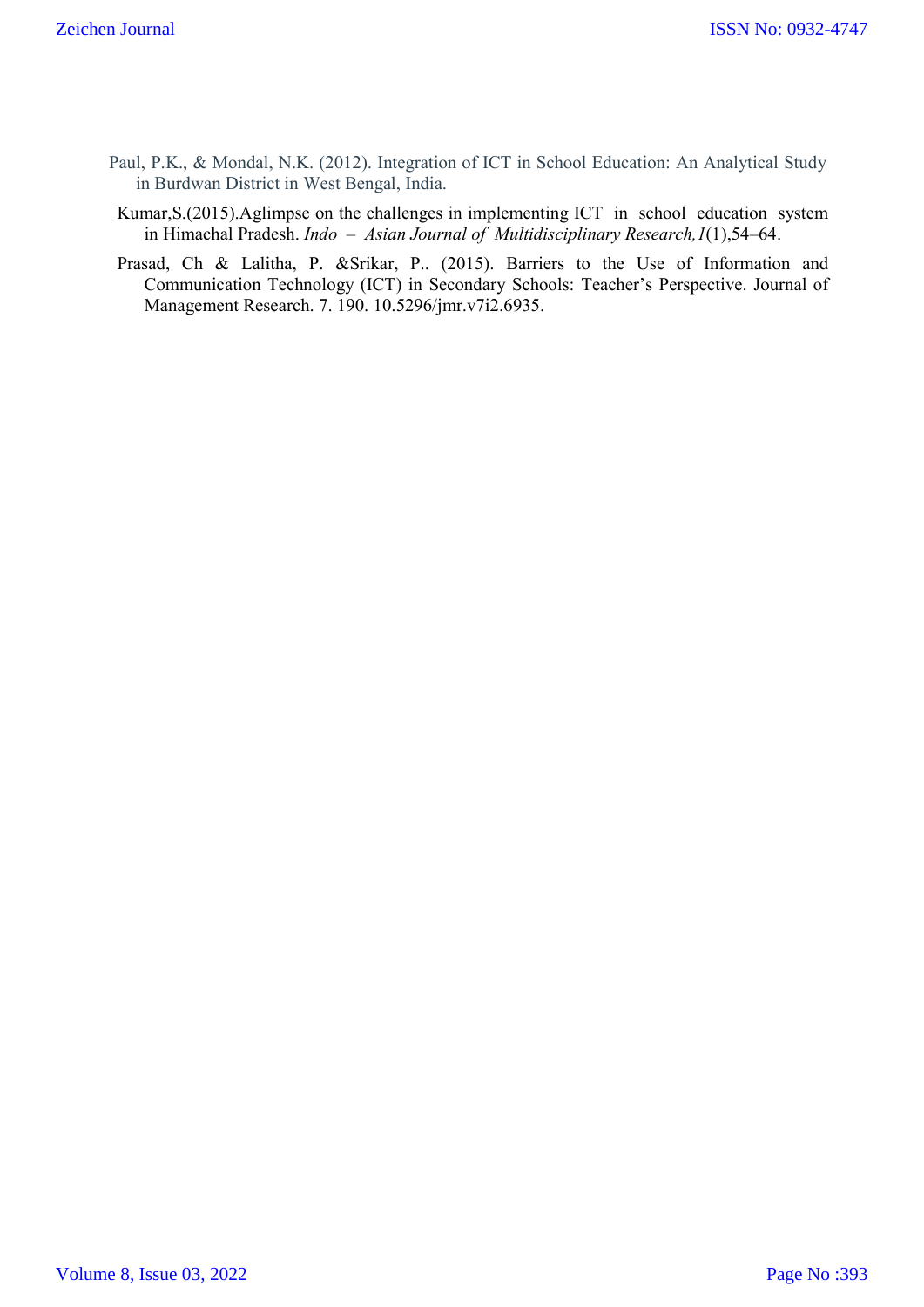Paul, P.K., & Mondal, N.K. (2012). Integration of ICT in School Education: An Analytical Study in Burdwan District in West Bengal, India.

Kumar,S.(2015).Aglimpse on the challenges in implementing ICT in school education system in Himachal Pradesh. *Indo – Asian Journal of Multidisciplinary Research,1*(1),54–64.

Prasad, Ch & Lalitha, P. &Srikar, P.. (2015). Barriers to the Use of Information and Communication Technology (ICT) in Secondary Schools: Teacher's Perspective. Journal of Management Research. 7. 190. 10.5296/jmr.v7i2.6935.